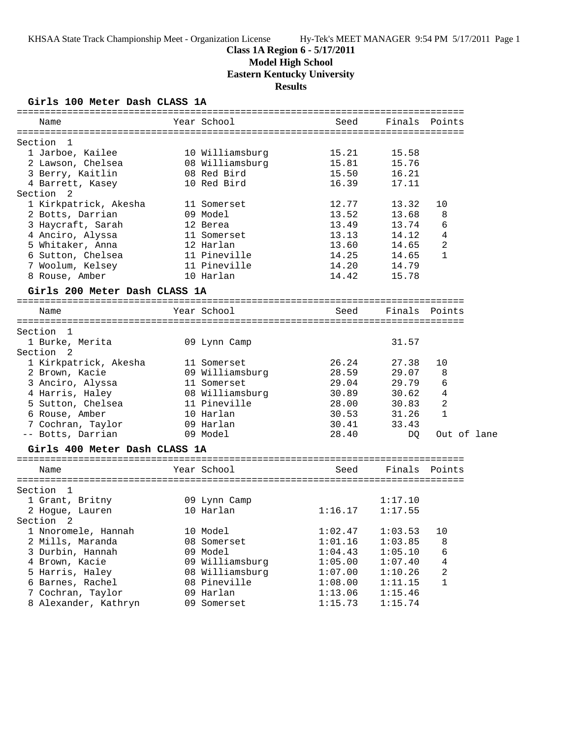**Class 1A Region 6 - 5/17/2011**
**Model High School**
**Eastern Kentucky University**
**Results**

### Girls 100 Meter Dash CLASS 1A

| Name | Year | School | Seed | Finals | Points |
|---|---|---|---|---|---|
| **Section 1** | | | | | |
| 1 Jarboe, Kailee | 10 | Williamsburg | 15.21 | 15.58 | |
| 2 Lawson, Chelsea | 08 | Williamsburg | 15.81 | 15.76 | |
| 3 Berry, Kaitlin | 08 | Red Bird | 15.50 | 16.21 | |
| 4 Barrett, Kasey | 10 | Red Bird | 16.39 | 17.11 | |
| **Section 2** | | | | | |
| 1 Kirkpatrick, Akesha | 11 | Somerset | 12.77 | 13.32 | 10 |
| 2 Botts, Darrian | 09 | Model | 13.52 | 13.68 | 8 |
| 3 Haycraft, Sarah | 12 | Berea | 13.49 | 13.74 | 6 |
| 4 Anciro, Alyssa | 11 | Somerset | 13.13 | 14.12 | 4 |
| 5 Whitaker, Anna | 12 | Harlan | 13.60 | 14.65 | 2 |
| 6 Sutton, Chelsea | 11 | Pineville | 14.25 | 14.65 | 1 |
| 7 Woolum, Kelsey | 11 | Pineville | 14.20 | 14.79 | |
| 8 Rouse, Amber | 10 | Harlan | 14.42 | 15.78 | |

### Girls 200 Meter Dash CLASS 1A

| Name | Year | School | Seed | Finals | Points |
|---|---|---|---|---|---|
| **Section 1** | | | | | |
| 1 Burke, Merita | 09 | Lynn Camp | | 31.57 | |
| **Section 2** | | | | | |
| 1 Kirkpatrick, Akesha | 11 | Somerset | 26.24 | 27.38 | 10 |
| 2 Brown, Kacie | 09 | Williamsburg | 28.59 | 29.07 | 8 |
| 3 Anciro, Alyssa | 11 | Somerset | 29.04 | 29.79 | 6 |
| 4 Harris, Haley | 08 | Williamsburg | 30.89 | 30.62 | 4 |
| 5 Sutton, Chelsea | 11 | Pineville | 28.00 | 30.83 | 2 |
| 6 Rouse, Amber | 10 | Harlan | 30.53 | 31.26 | 1 |
| 7 Cochran, Taylor | 09 | Harlan | 30.41 | 33.43 | |
| -- Botts, Darrian | 09 | Model | 28.40 | DQ | Out of lane |

### Girls 400 Meter Dash CLASS 1A

| Name | Year | School | Seed | Finals | Points |
|---|---|---|---|---|---|
| **Section 1** | | | | | |
| 1 Grant, Britny | 09 | Lynn Camp | | 1:17.10 | |
| 2 Hogue, Lauren | 10 | Harlan | 1:16.17 | 1:17.55 | |
| **Section 2** | | | | | |
| 1 Nnoromele, Hannah | 10 | Model | 1:02.47 | 1:03.53 | 10 |
| 2 Mills, Maranda | 08 | Somerset | 1:01.16 | 1:03.85 | 8 |
| 3 Durbin, Hannah | 09 | Model | 1:04.43 | 1:05.10 | 6 |
| 4 Brown, Kacie | 09 | Williamsburg | 1:05.00 | 1:07.40 | 4 |
| 5 Harris, Haley | 08 | Williamsburg | 1:07.00 | 1:10.26 | 2 |
| 6 Barnes, Rachel | 08 | Pineville | 1:08.00 | 1:11.15 | 1 |
| 7 Cochran, Taylor | 09 | Harlan | 1:13.06 | 1:15.46 | |
| 8 Alexander, Kathryn | 09 | Somerset | 1:15.73 | 1:15.74 | |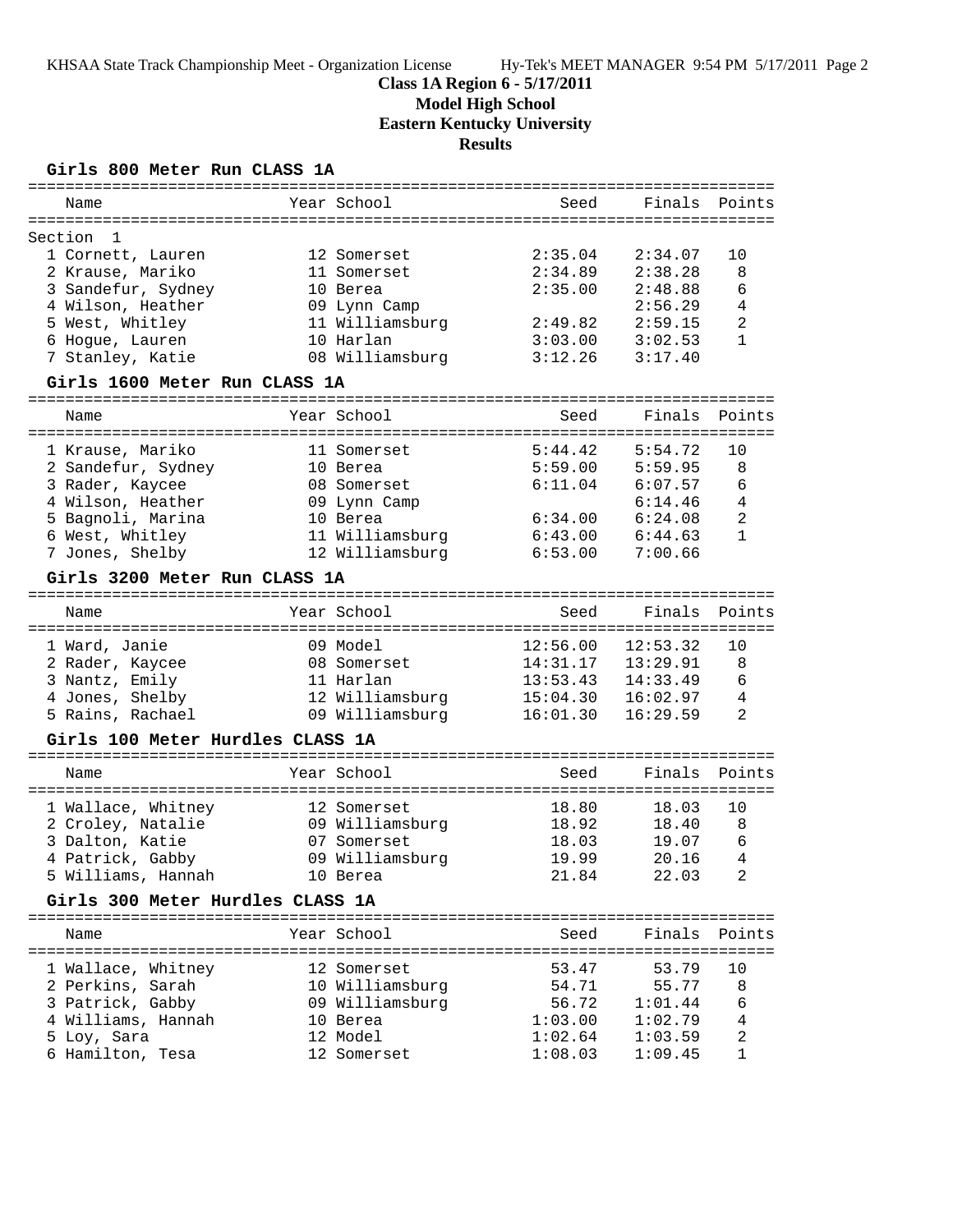**Class 1A Region 6 - 5/17/2011**
**Model High School**
**Eastern Kentucky University**
**Results**

### Girls 800 Meter Run CLASS 1A

Section 1

| | Name | Year | School | Seed | Finals | Points |
|---|---|---|---|---|---|---|
| 1 | Cornett, Lauren | 12 | Somerset | 2:35.04 | 2:34.07 | 10 |
| 2 | Krause, Mariko | 11 | Somerset | 2:34.89 | 2:38.28 | 8 |
| 3 | Sandefur, Sydney | 10 | Berea | 2:35.00 | 2:48.88 | 6 |
| 4 | Wilson, Heather | 09 | Lynn Camp | | 2:56.29 | 4 |
| 5 | West, Whitley | 11 | Williamsburg | 2:49.82 | 2:59.15 | 2 |
| 6 | Hogue, Lauren | 10 | Harlan | 3:03.00 | 3:02.53 | 1 |
| 7 | Stanley, Katie | 08 | Williamsburg | 3:12.26 | 3:17.40 | |

### Girls 1600 Meter Run CLASS 1A

| | Name | Year | School | Seed | Finals | Points |
|---|---|---|---|---|---|---|
| 1 | Krause, Mariko | 11 | Somerset | 5:44.42 | 5:54.72 | 10 |
| 2 | Sandefur, Sydney | 10 | Berea | 5:59.00 | 5:59.95 | 8 |
| 3 | Rader, Kaycee | 08 | Somerset | 6:11.04 | 6:07.57 | 6 |
| 4 | Wilson, Heather | 09 | Lynn Camp | | 6:14.46 | 4 |
| 5 | Bagnoli, Marina | 10 | Berea | 6:34.00 | 6:24.08 | 2 |
| 6 | West, Whitley | 11 | Williamsburg | 6:43.00 | 6:44.63 | 1 |
| 7 | Jones, Shelby | 12 | Williamsburg | 6:53.00 | 7:00.66 | |

### Girls 3200 Meter Run CLASS 1A

| | Name | Year | School | Seed | Finals | Points |
|---|---|---|---|---|---|---|
| 1 | Ward, Janie | 09 | Model | 12:56.00 | 12:53.32 | 10 |
| 2 | Rader, Kaycee | 08 | Somerset | 14:31.17 | 13:29.91 | 8 |
| 3 | Nantz, Emily | 11 | Harlan | 13:53.43 | 14:33.49 | 6 |
| 4 | Jones, Shelby | 12 | Williamsburg | 15:04.30 | 16:02.97 | 4 |
| 5 | Rains, Rachael | 09 | Williamsburg | 16:01.30 | 16:29.59 | 2 |

### Girls 100 Meter Hurdles CLASS 1A

| | Name | Year | School | Seed | Finals | Points |
|---|---|---|---|---|---|---|
| 1 | Wallace, Whitney | 12 | Somerset | 18.80 | 18.03 | 10 |
| 2 | Croley, Natalie | 09 | Williamsburg | 18.92 | 18.40 | 8 |
| 3 | Dalton, Katie | 07 | Somerset | 18.03 | 19.07 | 6 |
| 4 | Patrick, Gabby | 09 | Williamsburg | 19.99 | 20.16 | 4 |
| 5 | Williams, Hannah | 10 | Berea | 21.84 | 22.03 | 2 |

### Girls 300 Meter Hurdles CLASS 1A

| | Name | Year | School | Seed | Finals | Points |
|---|---|---|---|---|---|---|
| 1 | Wallace, Whitney | 12 | Somerset | 53.47 | 53.79 | 10 |
| 2 | Perkins, Sarah | 10 | Williamsburg | 54.71 | 55.77 | 8 |
| 3 | Patrick, Gabby | 09 | Williamsburg | 56.72 | 1:01.44 | 6 |
| 4 | Williams, Hannah | 10 | Berea | 1:03.00 | 1:02.79 | 4 |
| 5 | Loy, Sara | 12 | Model | 1:02.64 | 1:03.59 | 2 |
| 6 | Hamilton, Tesa | 12 | Somerset | 1:08.03 | 1:09.45 | 1 |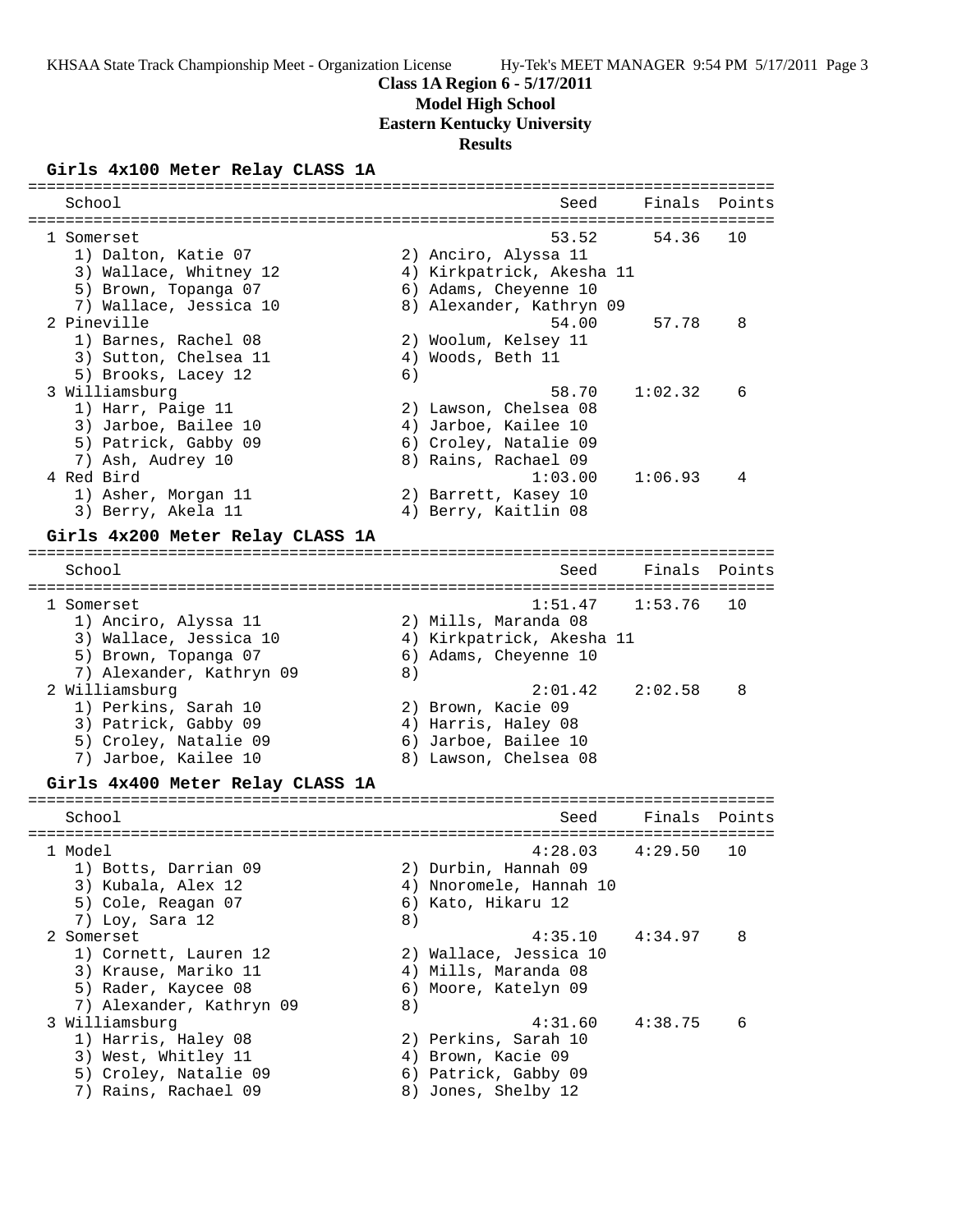**Class 1A Region 6 - 5/17/2011**
**Model High School**
**Eastern Kentucky University**
**Results**

### Girls 4x100 Meter Relay CLASS 1A

| School | Seed | Finals | Points |
|---|---|---|---|
| 1 Somerset | 53.52 | 54.36 | 10 |
| 1) Dalton, Katie 07; 2) Anciro, Alyssa 11; 3) Wallace, Whitney 12; 4) Kirkpatrick, Akesha 11; 5) Brown, Topanga 07; 6) Adams, Cheyenne 10; 7) Wallace, Jessica 10; 8) Alexander, Kathryn 09 | | | |
| 2 Pineville | 54.00 | 57.78 | 8 |
| 1) Barnes, Rachel 08; 2) Woolum, Kelsey 11; 3) Sutton, Chelsea 11; 4) Woods, Beth 11; 5) Brooks, Lacey 12; 6) | | | |
| 3 Williamsburg | 58.70 | 1:02.32 | 6 |
| 1) Harr, Paige 11; 2) Lawson, Chelsea 08; 3) Jarboe, Bailee 10; 4) Jarboe, Kailee 10; 5) Patrick, Gabby 09; 6) Croley, Natalie 09; 7) Ash, Audrey 10; 8) Rains, Rachael 09 | | | |
| 4 Red Bird | 1:03.00 | 1:06.93 | 4 |
| 1) Asher, Morgan 11; 2) Barrett, Kasey 10; 3) Berry, Akela 11; 4) Berry, Kaitlin 08 | | | |

### Girls 4x200 Meter Relay CLASS 1A

| School | Seed | Finals | Points |
|---|---|---|---|
| 1 Somerset | 1:51.47 | 1:53.76 | 10 |
| 1) Anciro, Alyssa 11; 2) Mills, Maranda 08; 3) Wallace, Jessica 10; 4) Kirkpatrick, Akesha 11; 5) Brown, Topanga 07; 6) Adams, Cheyenne 10; 7) Alexander, Kathryn 09; 8) | | | |
| 2 Williamsburg | 2:01.42 | 2:02.58 | 8 |
| 1) Perkins, Sarah 10; 2) Brown, Kacie 09; 3) Patrick, Gabby 09; 4) Harris, Haley 08; 5) Croley, Natalie 09; 6) Jarboe, Bailee 10; 7) Jarboe, Kailee 10; 8) Lawson, Chelsea 08 | | | |

### Girls 4x400 Meter Relay CLASS 1A

| School | Seed | Finals | Points |
|---|---|---|---|
| 1 Model | 4:28.03 | 4:29.50 | 10 |
| 1) Botts, Darrian 09; 2) Durbin, Hannah 09; 3) Kubala, Alex 12; 4) Nnoromele, Hannah 10; 5) Cole, Reagan 07; 6) Kato, Hikaru 12; 7) Loy, Sara 12; 8) | | | |
| 2 Somerset | 4:35.10 | 4:34.97 | 8 |
| 1) Cornett, Lauren 12; 2) Wallace, Jessica 10; 3) Krause, Mariko 11; 4) Mills, Maranda 08; 5) Rader, Kaycee 08; 6) Moore, Katelyn 09; 7) Alexander, Kathryn 09; 8) | | | |
| 3 Williamsburg | 4:31.60 | 4:38.75 | 6 |
| 1) Harris, Haley 08; 2) Perkins, Sarah 10; 3) West, Whitley 11; 4) Brown, Kacie 09; 5) Croley, Natalie 09; 6) Patrick, Gabby 09; 7) Rains, Rachael 09; 8) Jones, Shelby 12 | | | |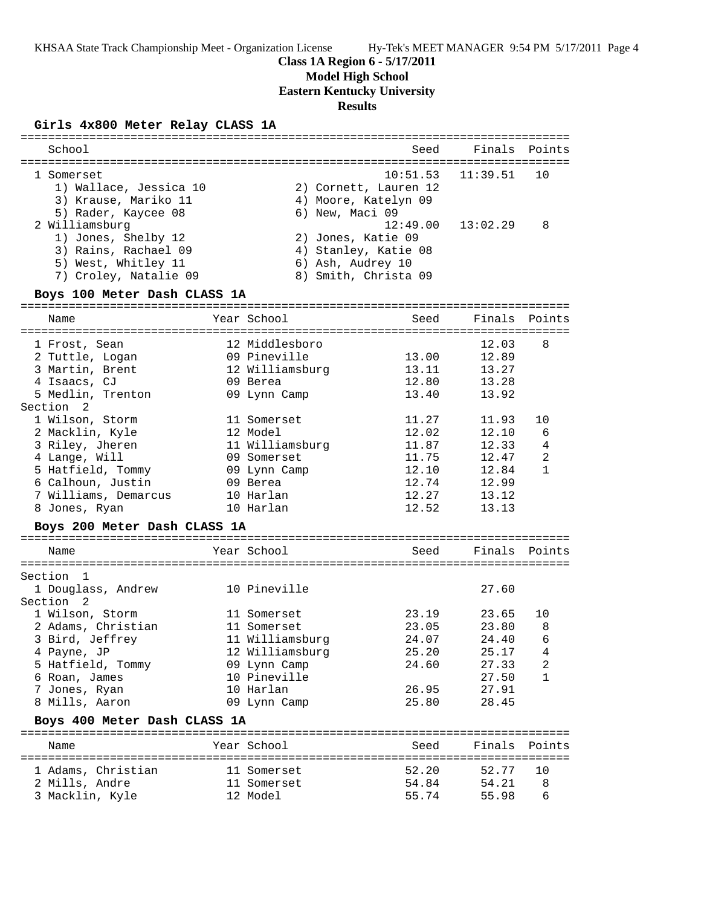# Class 1A Region 6 - 5/17/2011

**Model High School**

**Eastern Kentucky University**

**Results**

## Girls 4x800 Meter Relay CLASS 1A

| School | Seed | Finals | Points |
|---|---|---|---|
| 1 Somerset | 10:51.53 | 11:39.51 | 10 |
| 1) Wallace, Jessica 10; 2) Cornett, Lauren 12; 3) Krause, Mariko 11; 4) Moore, Katelyn 09; 5) Rader, Kaycee 08; 6) New, Maci 09 | | | |
| 2 Williamsburg | 12:49.00 | 13:02.29 | 8 |
| 1) Jones, Shelby 12; 2) Jones, Katie 09; 3) Rains, Rachael 09; 4) Stanley, Katie 08; 5) West, Whitley 11; 6) Ash, Audrey 10; 7) Croley, Natalie 09; 8) Smith, Christa 09 | | | |

## Boys 100 Meter Dash CLASS 1A

| Name | Year | School | Seed | Finals | Points |
|---|---|---|---|---|---|
| 1 Frost, Sean | 12 | Middlesboro | | 12.03 | 8 |
| 2 Tuttle, Logan | 09 | Pineville | 13.00 | 12.89 | |
| 3 Martin, Brent | 12 | Williamsburg | 13.11 | 13.27 | |
| 4 Isaacs, CJ | 09 | Berea | 12.80 | 13.28 | |
| 5 Medlin, Trenton | 09 | Lynn Camp | 13.40 | 13.92 | |
| **Section 2** | | | | | |
| 1 Wilson, Storm | 11 | Somerset | 11.27 | 11.93 | 10 |
| 2 Macklin, Kyle | 12 | Model | 12.02 | 12.10 | 6 |
| 3 Riley, Jheren | 11 | Williamsburg | 11.87 | 12.33 | 4 |
| 4 Lange, Will | 09 | Somerset | 11.75 | 12.47 | 2 |
| 5 Hatfield, Tommy | 09 | Lynn Camp | 12.10 | 12.84 | 1 |
| 6 Calhoun, Justin | 09 | Berea | 12.74 | 12.99 | |
| 7 Williams, Demarcus | 10 | Harlan | 12.27 | 13.12 | |
| 8 Jones, Ryan | 10 | Harlan | 12.52 | 13.13 | |

## Boys 200 Meter Dash CLASS 1A

| Name | Year | School | Seed | Finals | Points |
|---|---|---|---|---|---|
| **Section 1** | | | | | |
| 1 Douglass, Andrew | 10 | Pineville | | 27.60 | |
| **Section 2** | | | | | |
| 1 Wilson, Storm | 11 | Somerset | 23.19 | 23.65 | 10 |
| 2 Adams, Christian | 11 | Somerset | 23.05 | 23.80 | 8 |
| 3 Bird, Jeffrey | 11 | Williamsburg | 24.07 | 24.40 | 6 |
| 4 Payne, JP | 12 | Williamsburg | 25.20 | 25.17 | 4 |
| 5 Hatfield, Tommy | 09 | Lynn Camp | 24.60 | 27.33 | 2 |
| 6 Roan, James | 10 | Pineville | | 27.50 | 1 |
| 7 Jones, Ryan | 10 | Harlan | 26.95 | 27.91 | |
| 8 Mills, Aaron | 09 | Lynn Camp | 25.80 | 28.45 | |

## Boys 400 Meter Dash CLASS 1A

| Name | Year | School | Seed | Finals | Points |
|---|---|---|---|---|---|
| 1 Adams, Christian | 11 | Somerset | 52.20 | 52.77 | 10 |
| 2 Mills, Andre | 11 | Somerset | 54.84 | 54.21 | 8 |
| 3 Macklin, Kyle | 12 | Model | 55.74 | 55.98 | 6 |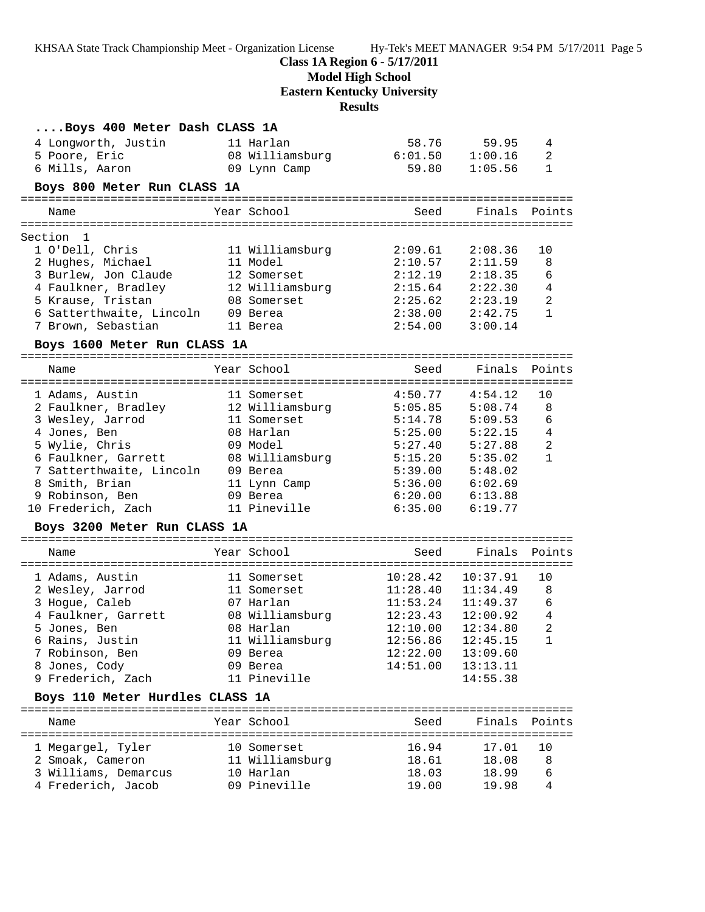**Class 1A Region 6 - 5/17/2011**
**Model High School**
**Eastern Kentucky University**
**Results**

### ....Boys 400 Meter Dash CLASS 1A

| Name | Year | School | Seed | Finals | Points |
|---|---|---|---|---|---|
| 4 Longworth, Justin | 11 | Harlan | 58.76 | 59.95 | 4 |
| 5 Poore, Eric | 08 | Williamsburg | 6:01.50 | 1:00.16 | 2 |
| 6 Mills, Aaron | 09 | Lynn Camp | 59.80 | 1:05.56 | 1 |

### Boys 800 Meter Run CLASS 1A

| Name | Year | School | Seed | Finals | Points |
|---|---|---|---|---|---|
| Section 1 | | | | | |
| 1 O'Dell, Chris | 11 | Williamsburg | 2:09.61 | 2:08.36 | 10 |
| 2 Hughes, Michael | 11 | Model | 2:10.57 | 2:11.59 | 8 |
| 3 Burlew, Jon Claude | 12 | Somerset | 2:12.19 | 2:18.35 | 6 |
| 4 Faulkner, Bradley | 12 | Williamsburg | 2:15.64 | 2:22.30 | 4 |
| 5 Krause, Tristan | 08 | Somerset | 2:25.62 | 2:23.19 | 2 |
| 6 Satterthwaite, Lincoln | 09 | Berea | 2:38.00 | 2:42.75 | 1 |
| 7 Brown, Sebastian | 11 | Berea | 2:54.00 | 3:00.14 | |

### Boys 1600 Meter Run CLASS 1A

| Name | Year | School | Seed | Finals | Points |
|---|---|---|---|---|---|
| 1 Adams, Austin | 11 | Somerset | 4:50.77 | 4:54.12 | 10 |
| 2 Faulkner, Bradley | 12 | Williamsburg | 5:05.85 | 5:08.74 | 8 |
| 3 Wesley, Jarrod | 11 | Somerset | 5:14.78 | 5:09.53 | 6 |
| 4 Jones, Ben | 08 | Harlan | 5:25.00 | 5:22.15 | 4 |
| 5 Wylie, Chris | 09 | Model | 5:27.40 | 5:27.88 | 2 |
| 6 Faulkner, Garrett | 08 | Williamsburg | 5:15.20 | 5:35.02 | 1 |
| 7 Satterthwaite, Lincoln | 09 | Berea | 5:39.00 | 5:48.02 | |
| 8 Smith, Brian | 11 | Lynn Camp | 5:36.00 | 6:02.69 | |
| 9 Robinson, Ben | 09 | Berea | 6:20.00 | 6:13.88 | |
| 10 Frederich, Zach | 11 | Pineville | 6:35.00 | 6:19.77 | |

### Boys 3200 Meter Run CLASS 1A

| Name | Year | School | Seed | Finals | Points |
|---|---|---|---|---|---|
| 1 Adams, Austin | 11 | Somerset | 10:28.42 | 10:37.91 | 10 |
| 2 Wesley, Jarrod | 11 | Somerset | 11:28.40 | 11:34.49 | 8 |
| 3 Hogue, Caleb | 07 | Harlan | 11:53.24 | 11:49.37 | 6 |
| 4 Faulkner, Garrett | 08 | Williamsburg | 12:23.43 | 12:00.92 | 4 |
| 5 Jones, Ben | 08 | Harlan | 12:10.00 | 12:34.80 | 2 |
| 6 Rains, Justin | 11 | Williamsburg | 12:56.86 | 12:45.15 | 1 |
| 7 Robinson, Ben | 09 | Berea | 12:22.00 | 13:09.60 | |
| 8 Jones, Cody | 09 | Berea | 14:51.00 | 13:13.11 | |
| 9 Frederich, Zach | 11 | Pineville | | 14:55.38 | |

### Boys 110 Meter Hurdles CLASS 1A

| Name | Year | School | Seed | Finals | Points |
|---|---|---|---|---|---|
| 1 Megargel, Tyler | 10 | Somerset | 16.94 | 17.01 | 10 |
| 2 Smoak, Cameron | 11 | Williamsburg | 18.61 | 18.08 | 8 |
| 3 Williams, Demarcus | 10 | Harlan | 18.03 | 18.99 | 6 |
| 4 Frederich, Jacob | 09 | Pineville | 19.00 | 19.98 | 4 |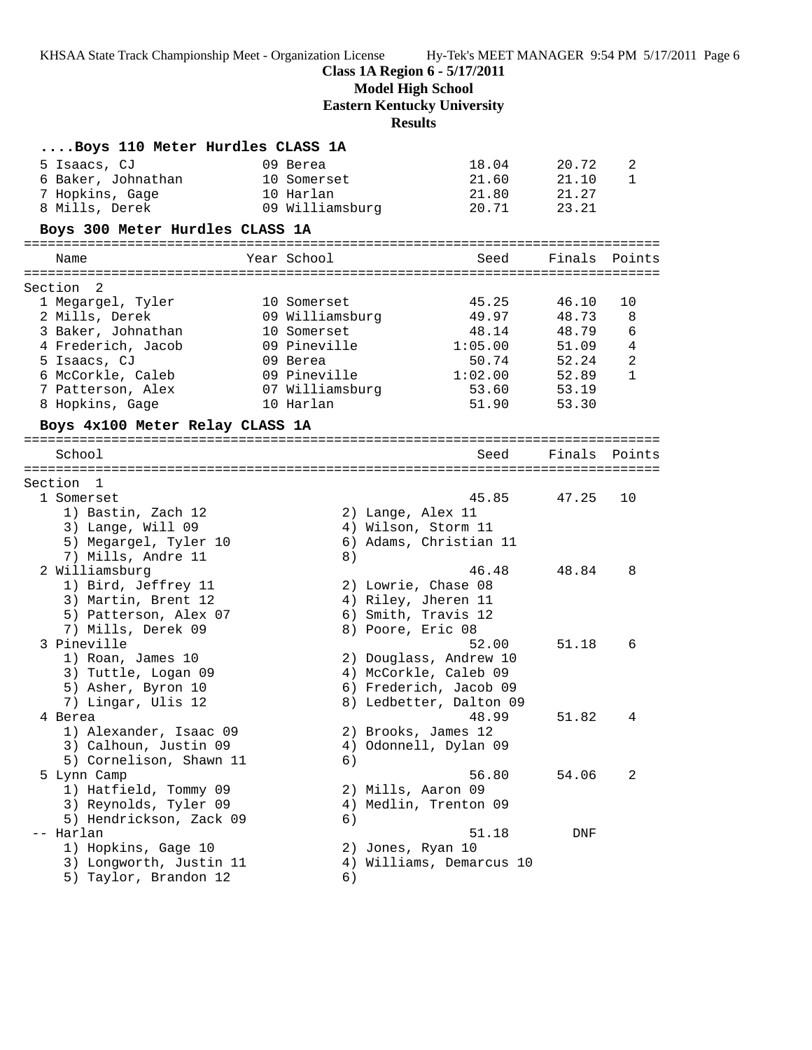**Class 1A Region 6 - 5/17/2011**
**Model High School**
**Eastern Kentucky University**
**Results**

### ....Boys 110 Meter Hurdles CLASS 1A

| Name | Year | School | Seed | Finals | Points |
|---|---|---|---|---|---|
| 5 Isaacs, CJ | 09 | Berea | 18.04 | 20.72 | 2 |
| 6 Baker, Johnathan | 10 | Somerset | 21.60 | 21.10 | 1 |
| 7 Hopkins, Gage | 10 | Harlan | 21.80 | 21.27 | |
| 8 Mills, Derek | 09 | Williamsburg | 20.71 | 23.21 | |

### Boys 300 Meter Hurdles CLASS 1A

Section 2

| Name | Year | School | Seed | Finals | Points |
|---|---|---|---|---|---|
| 1 Megargel, Tyler | 10 | Somerset | 45.25 | 46.10 | 10 |
| 2 Mills, Derek | 09 | Williamsburg | 49.97 | 48.73 | 8 |
| 3 Baker, Johnathan | 10 | Somerset | 48.14 | 48.79 | 6 |
| 4 Frederich, Jacob | 09 | Pineville | 1:05.00 | 51.09 | 4 |
| 5 Isaacs, CJ | 09 | Berea | 50.74 | 52.24 | 2 |
| 6 McCorkle, Caleb | 09 | Pineville | 1:02.00 | 52.89 | 1 |
| 7 Patterson, Alex | 07 | Williamsburg | 53.60 | 53.19 | |
| 8 Hopkins, Gage | 10 | Harlan | 51.90 | 53.30 | |

### Boys 4x100 Meter Relay CLASS 1A

Section 1

| School | Seed | Finals | Points |
|---|---|---|---|
| 1 Somerset | 45.85 | 47.25 | 10 |
| 2 Williamsburg | 46.48 | 48.84 | 8 |
| 3 Pineville | 52.00 | 51.18 | 6 |
| 4 Berea | 48.99 | 51.82 | 4 |
| 5 Lynn Camp | 56.80 | 54.06 | 2 |
| -- Harlan | 51.18 | DNF | |

1 Somerset: 1) Bastin, Zach 12; 2) Lange, Alex 11; 3) Lange, Will 09; 4) Wilson, Storm 11; 5) Megargel, Tyler 10; 6) Adams, Christian 11; 7) Mills, Andre 11; 8)

2 Williamsburg: 1) Bird, Jeffrey 11; 2) Lowrie, Chase 08; 3) Martin, Brent 12; 4) Riley, Jheren 11; 5) Patterson, Alex 07; 6) Smith, Travis 12; 7) Mills, Derek 09; 8) Poore, Eric 08

3 Pineville: 1) Roan, James 10; 2) Douglass, Andrew 10; 3) Tuttle, Logan 09; 4) McCorkle, Caleb 09; 5) Asher, Byron 10; 6) Frederich, Jacob 09; 7) Lingar, Ulis 12; 8) Ledbetter, Dalton 09

4 Berea: 1) Alexander, Isaac 09; 2) Brooks, James 12; 3) Calhoun, Justin 09; 4) Odonnell, Dylan 09; 5) Cornelison, Shawn 11; 6)

5 Lynn Camp: 1) Hatfield, Tommy 09; 2) Mills, Aaron 09; 3) Reynolds, Tyler 09; 4) Medlin, Trenton 09; 5) Hendrickson, Zack 09; 6)

-- Harlan: 1) Hopkins, Gage 10; 2) Jones, Ryan 10; 3) Longworth, Justin 11; 4) Williams, Demarcus 10; 5) Taylor, Brandon 12; 6)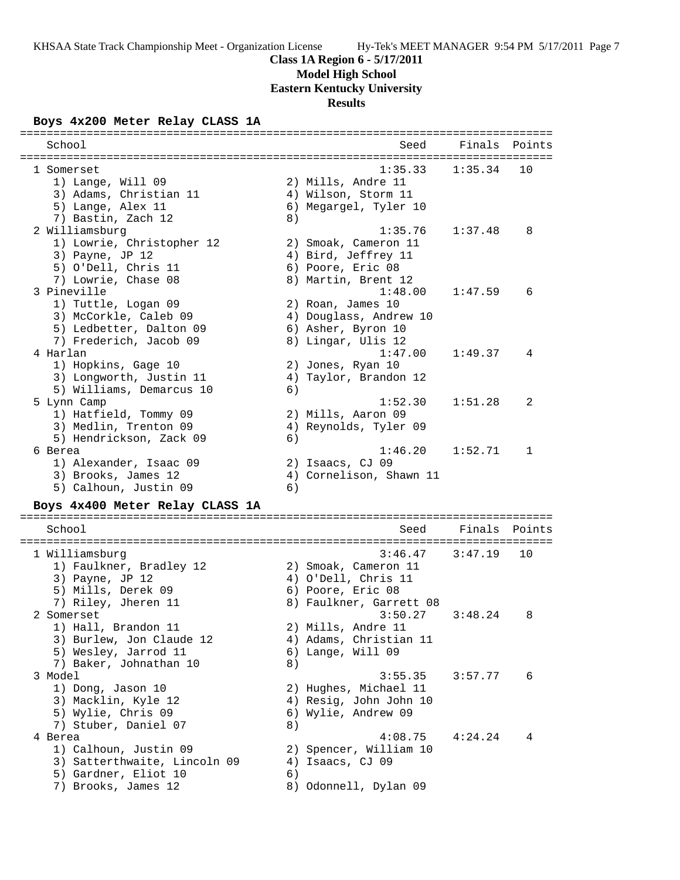# Class 1A Region 6 - 5/17/2011

**Model High School**

**Eastern Kentucky University**

**Results**

### Boys 4x200 Meter Relay CLASS 1A

| School | Seed | Finals | Points |
|---|---|---|---|
| 1 Somerset | 1:35.33 | 1:35.34 | 10 |
| 1) Lange, Will 09 / 2) Mills, Andre 11 / 3) Adams, Christian 11 / 4) Wilson, Storm 11 / 5) Lange, Alex 11 / 6) Megargel, Tyler 10 / 7) Bastin, Zach 12 / 8) | | | |
| 2 Williamsburg | 1:35.76 | 1:37.48 | 8 |
| 1) Lowrie, Christopher 12 / 2) Smoak, Cameron 11 / 3) Payne, JP 12 / 4) Bird, Jeffrey 11 / 5) O'Dell, Chris 11 / 6) Poore, Eric 08 / 7) Lowrie, Chase 08 / 8) Martin, Brent 12 | | | |
| 3 Pineville | 1:48.00 | 1:47.59 | 6 |
| 1) Tuttle, Logan 09 / 2) Roan, James 10 / 3) McCorkle, Caleb 09 / 4) Douglass, Andrew 10 / 5) Ledbetter, Dalton 09 / 6) Asher, Byron 10 / 7) Frederich, Jacob 09 / 8) Lingar, Ulis 12 | | | |
| 4 Harlan | 1:47.00 | 1:49.37 | 4 |
| 1) Hopkins, Gage 10 / 2) Jones, Ryan 10 / 3) Longworth, Justin 11 / 4) Taylor, Brandon 12 / 5) Williams, Demarcus 10 / 6) | | | |
| 5 Lynn Camp | 1:52.30 | 1:51.28 | 2 |
| 1) Hatfield, Tommy 09 / 2) Mills, Aaron 09 / 3) Medlin, Trenton 09 / 4) Reynolds, Tyler 09 / 5) Hendrickson, Zack 09 / 6) | | | |
| 6 Berea | 1:46.20 | 1:52.71 | 1 |
| 1) Alexander, Isaac 09 / 2) Isaacs, CJ 09 / 3) Brooks, James 12 / 4) Cornelison, Shawn 11 / 5) Calhoun, Justin 09 / 6) | | | |

### Boys 4x400 Meter Relay CLASS 1A

| School | Seed | Finals | Points |
|---|---|---|---|
| 1 Williamsburg | 3:46.47 | 3:47.19 | 10 |
| 1) Faulkner, Bradley 12 / 2) Smoak, Cameron 11 / 3) Payne, JP 12 / 4) O'Dell, Chris 11 / 5) Mills, Derek 09 / 6) Poore, Eric 08 / 7) Riley, Jheren 11 / 8) Faulkner, Garrett 08 | | | |
| 2 Somerset | 3:50.27 | 3:48.24 | 8 |
| 1) Hall, Brandon 11 / 2) Mills, Andre 11 / 3) Burlew, Jon Claude 12 / 4) Adams, Christian 11 / 5) Wesley, Jarrod 11 / 6) Lange, Will 09 / 7) Baker, Johnathan 10 / 8) | | | |
| 3 Model | 3:55.35 | 3:57.77 | 6 |
| 1) Dong, Jason 10 / 2) Hughes, Michael 11 / 3) Macklin, Kyle 12 / 4) Resig, John John 10 / 5) Wylie, Chris 09 / 6) Wylie, Andrew 09 / 7) Stuber, Daniel 07 / 8) | | | |
| 4 Berea | 4:08.75 | 4:24.24 | 4 |
| 1) Calhoun, Justin 09 / 2) Spencer, William 10 / 3) Satterthwaite, Lincoln 09 / 4) Isaacs, CJ 09 / 5) Gardner, Eliot 10 / 6) / 7) Brooks, James 12 / 8) Odonnell, Dylan 09 | | | |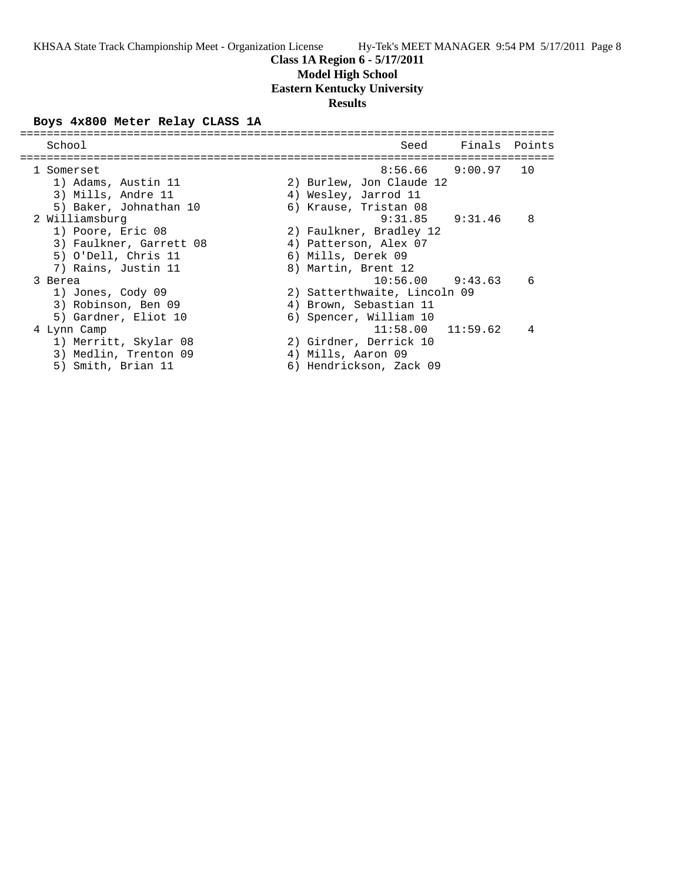**Class 1A Region 6 - 5/17/2011**
**Model High School**
**Eastern Kentucky University**
**Results**

### Boys 4x800 Meter Relay CLASS 1A

| School | Seed | Finals | Points |
|---|---|---|---|
| 1 Somerset | 8:56.66 | 9:00.97 | 10 |
| 1) Adams, Austin 11; 2) Burlew, Jon Claude 12; 3) Mills, Andre 11; 4) Wesley, Jarrod 11; 5) Baker, Johnathan 10; 6) Krause, Tristan 08 | | | |
| 2 Williamsburg | 9:31.85 | 9:31.46 | 8 |
| 1) Poore, Eric 08; 2) Faulkner, Bradley 12; 3) Faulkner, Garrett 08; 4) Patterson, Alex 07; 5) O'Dell, Chris 11; 6) Mills, Derek 09; 7) Rains, Justin 11; 8) Martin, Brent 12 | | | |
| 3 Berea | 10:56.00 | 9:43.63 | 6 |
| 1) Jones, Cody 09; 2) Satterthwaite, Lincoln 09; 3) Robinson, Ben 09; 4) Brown, Sebastian 11; 5) Gardner, Eliot 10; 6) Spencer, William 10 | | | |
| 4 Lynn Camp | 11:58.00 | 11:59.62 | 4 |
| 1) Merritt, Skylar 08; 2) Girdner, Derrick 10; 3) Medlin, Trenton 09; 4) Mills, Aaron 09; 5) Smith, Brian 11; 6) Hendrickson, Zack 09 | | | |